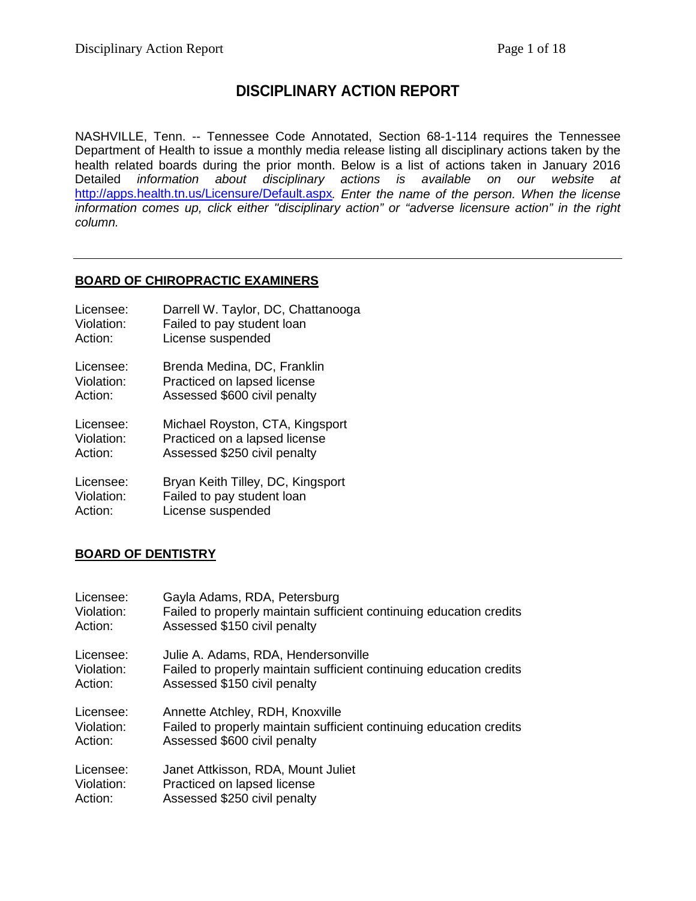# DISCIPLINARY ACTION REPORT

NASHVILLE, Tenn. -- Tennessee Code Annotated, Section 68-1-114 requires the Tennessee Department of Health to issue a monthly media release listing all disciplinary actions taken by the health related boards during the prior month. Below is a list of actions taken in January 2016 Detailed *information about disciplinary actions is available on our website at* [http://apps.health.tn.us/Licensure/Default.aspx](http://apps.health.tn.us/Licensure/Default.aspx). *Enter the name of the person. When the license information comes up, click either "disciplinary action" or "adverse licensure action" in the right column.*

---

## BOARD OF CHIROPRACTIC EXAMINERS

Licensee: Darrell W. Taylor, DC, Chattanooga
Violation: Failed to pay student loan
Action: License suspended

Licensee: Brenda Medina, DC, Franklin
Violation: Practiced on lapsed license
Action: Assessed $600 civil penalty

Licensee: Michael Royston, CTA, Kingsport
Violation: Practiced on a lapsed license
Action: Assessed $250 civil penalty

Licensee: Bryan Keith Tilley, DC, Kingsport
Violation: Failed to pay student loan
Action: License suspended

## BOARD OF DENTISTRY

Licensee: Gayla Adams, RDA, Petersburg
Violation: Failed to properly maintain sufficient continuing education credits
Action: Assessed $150 civil penalty

Licensee: Julie A. Adams, RDA, Hendersonville
Violation: Failed to properly maintain sufficient continuing education credits
Action: Assessed $150 civil penalty

Licensee: Annette Atchley, RDH, Knoxville
Violation: Failed to properly maintain sufficient continuing education credits
Action: Assessed $600 civil penalty

Licensee: Janet Attkisson, RDA, Mount Juliet
Violation: Practiced on lapsed license
Action: Assessed $250 civil penalty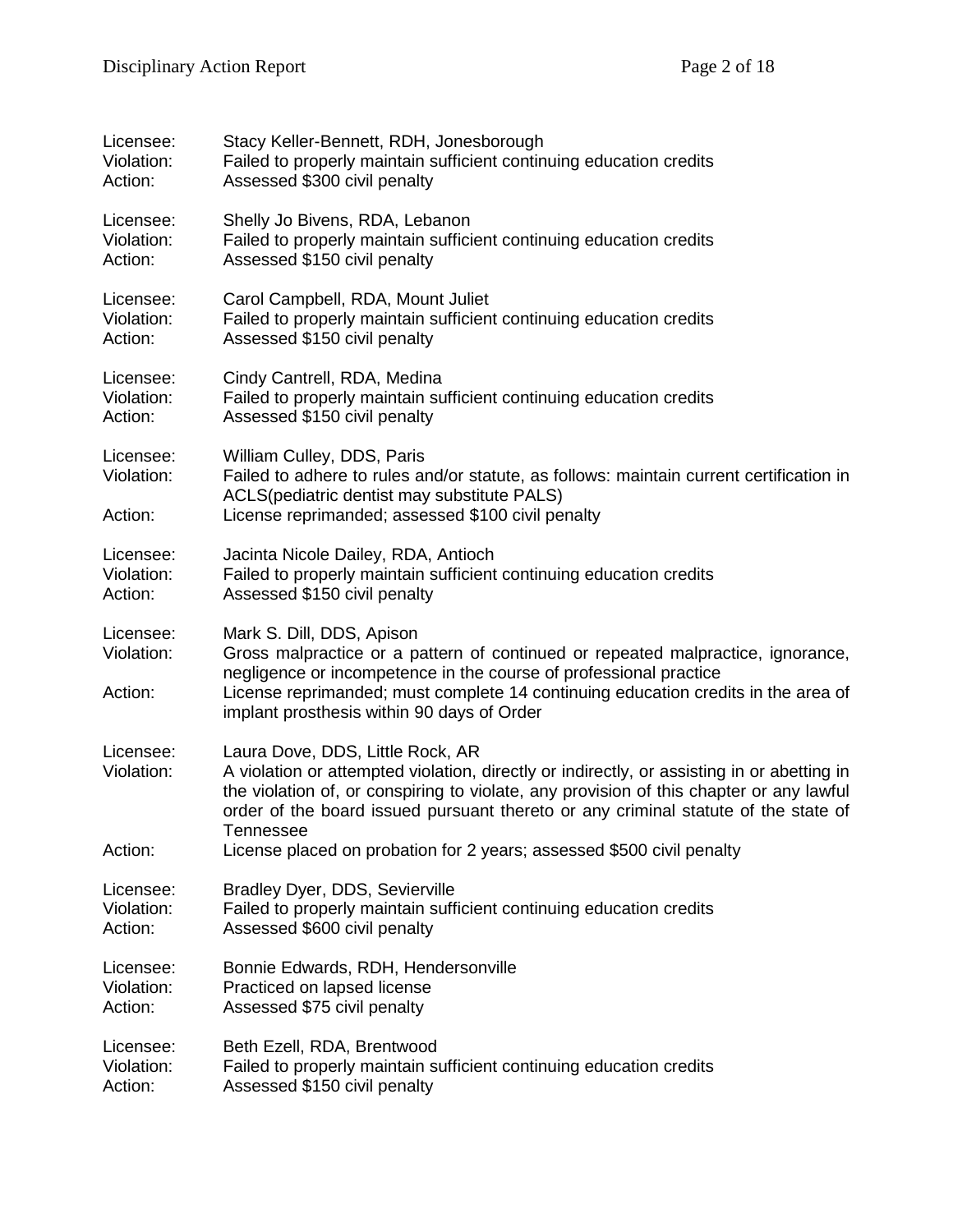Licensee: Stacy Keller-Bennett, RDH, Jonesborough
Violation: Failed to properly maintain sufficient continuing education credits
Action: Assessed $300 civil penalty

Licensee: Shelly Jo Bivens, RDA, Lebanon
Violation: Failed to properly maintain sufficient continuing education credits
Action: Assessed $150 civil penalty

Licensee: Carol Campbell, RDA, Mount Juliet
Violation: Failed to properly maintain sufficient continuing education credits
Action: Assessed $150 civil penalty

Licensee: Cindy Cantrell, RDA, Medina
Violation: Failed to properly maintain sufficient continuing education credits
Action: Assessed $150 civil penalty

Licensee: William Culley, DDS, Paris
Violation: Failed to adhere to rules and/or statute, as follows: maintain current certification in ACLS(pediatric dentist may substitute PALS)
Action: License reprimanded; assessed $100 civil penalty

Licensee: Jacinta Nicole Dailey, RDA, Antioch
Violation: Failed to properly maintain sufficient continuing education credits
Action: Assessed $150 civil penalty

Licensee: Mark S. Dill, DDS, Apison
Violation: Gross malpractice or a pattern of continued or repeated malpractice, ignorance, negligence or incompetence in the course of professional practice
Action: License reprimanded; must complete 14 continuing education credits in the area of implant prosthesis within 90 days of Order

Licensee: Laura Dove, DDS, Little Rock, AR
Violation: A violation or attempted violation, directly or indirectly, or assisting in or abetting in the violation of, or conspiring to violate, any provision of this chapter or any lawful order of the board issued pursuant thereto or any criminal statute of the state of Tennessee
Action: License placed on probation for 2 years; assessed $500 civil penalty

Licensee: Bradley Dyer, DDS, Sevierville
Violation: Failed to properly maintain sufficient continuing education credits
Action: Assessed $600 civil penalty

Licensee: Bonnie Edwards, RDH, Hendersonville
Violation: Practiced on lapsed license
Action: Assessed $75 civil penalty

Licensee: Beth Ezell, RDA, Brentwood
Violation: Failed to properly maintain sufficient continuing education credits
Action: Assessed $150 civil penalty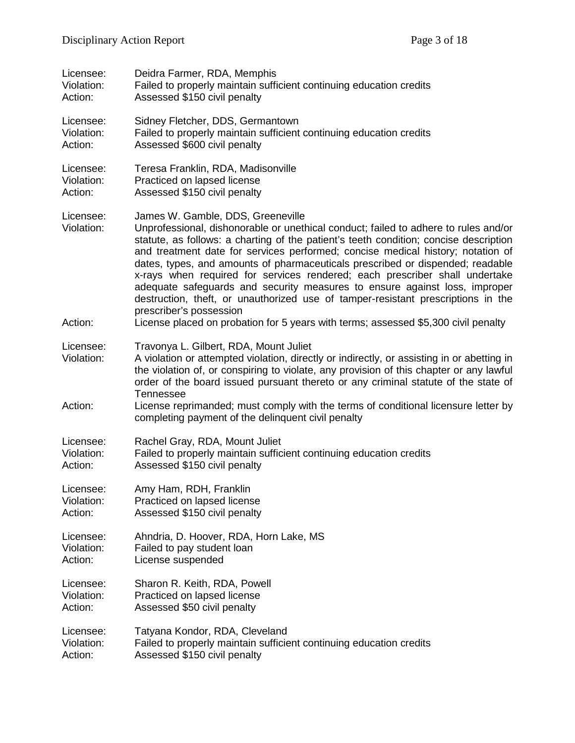Licensee: Deidra Farmer, RDA, Memphis
Violation: Failed to properly maintain sufficient continuing education credits
Action: Assessed $150 civil penalty

Licensee: Sidney Fletcher, DDS, Germantown
Violation: Failed to properly maintain sufficient continuing education credits
Action: Assessed $600 civil penalty

Licensee: Teresa Franklin, RDA, Madisonville
Violation: Practiced on lapsed license
Action: Assessed $150 civil penalty

Licensee: James W. Gamble, DDS, Greeneville
Violation: Unprofessional, dishonorable or unethical conduct; failed to adhere to rules and/or statute, as follows: a charting of the patient's teeth condition; concise description and treatment date for services performed; concise medical history; notation of dates, types, and amounts of pharmaceuticals prescribed or dispended; readable x-rays when required for services rendered; each prescriber shall undertake adequate safeguards and security measures to ensure against loss, improper destruction, theft, or unauthorized use of tamper-resistant prescriptions in the prescriber's possession
Action: License placed on probation for 5 years with terms; assessed $5,300 civil penalty

Licensee: Travonya L. Gilbert, RDA, Mount Juliet
Violation: A violation or attempted violation, directly or indirectly, or assisting in or abetting in the violation of, or conspiring to violate, any provision of this chapter or any lawful order of the board issued pursuant thereto or any criminal statute of the state of Tennessee
Action: License reprimanded; must comply with the terms of conditional licensure letter by completing payment of the delinquent civil penalty

Licensee: Rachel Gray, RDA, Mount Juliet
Violation: Failed to properly maintain sufficient continuing education credits
Action: Assessed $150 civil penalty

Licensee: Amy Ham, RDH, Franklin
Violation: Practiced on lapsed license
Action: Assessed $150 civil penalty

Licensee: Ahndria, D. Hoover, RDA, Horn Lake, MS
Violation: Failed to pay student loan
Action: License suspended

Licensee: Sharon R. Keith, RDA, Powell
Violation: Practiced on lapsed license
Action: Assessed $50 civil penalty

Licensee: Tatyana Kondor, RDA, Cleveland
Violation: Failed to properly maintain sufficient continuing education credits
Action: Assessed $150 civil penalty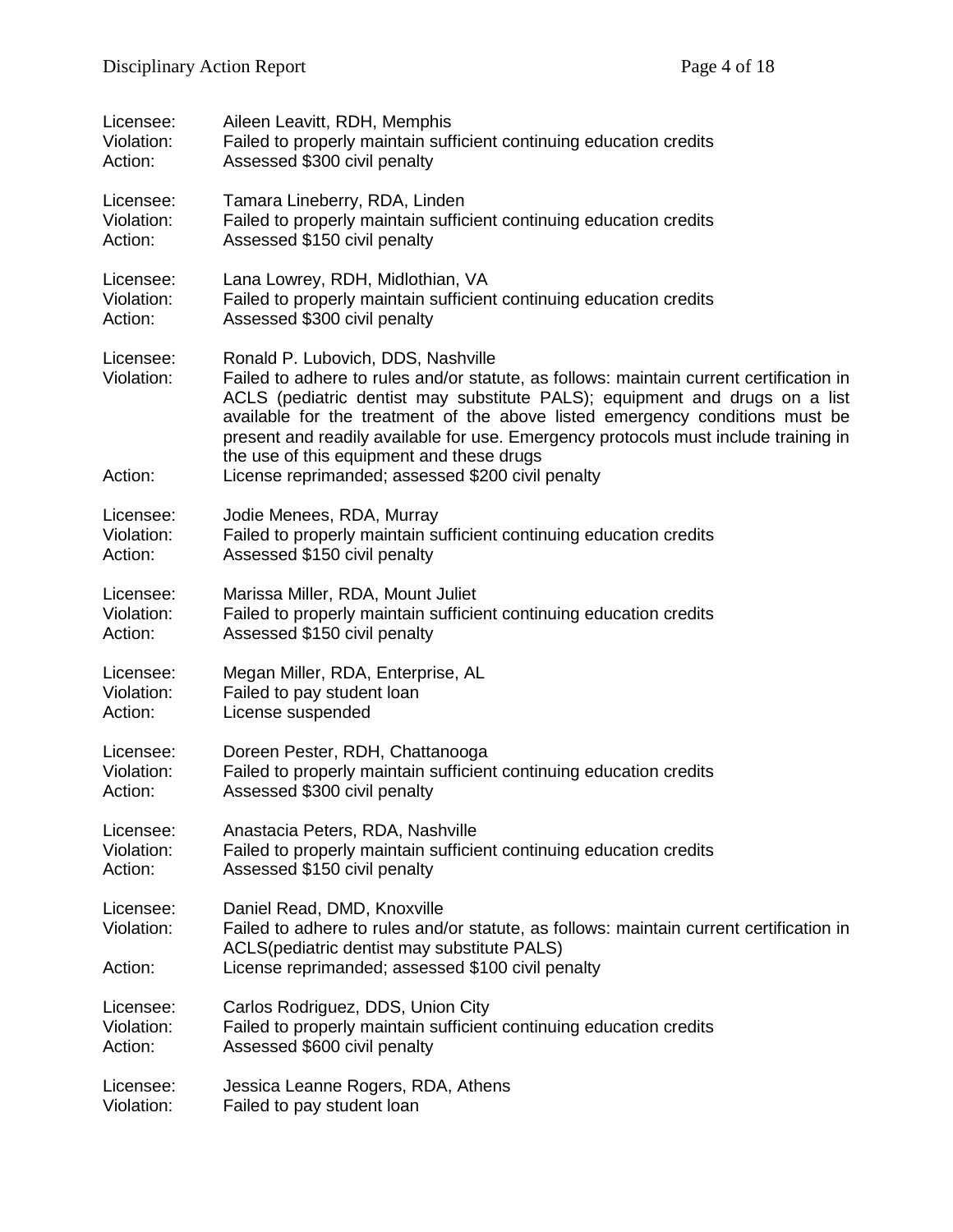Licensee: Aileen Leavitt, RDH, Memphis
Violation: Failed to properly maintain sufficient continuing education credits
Action: Assessed $300 civil penalty

Licensee: Tamara Lineberry, RDA, Linden
Violation: Failed to properly maintain sufficient continuing education credits
Action: Assessed $150 civil penalty

Licensee: Lana Lowrey, RDH, Midlothian, VA
Violation: Failed to properly maintain sufficient continuing education credits
Action: Assessed $300 civil penalty

Licensee: Ronald P. Lubovich, DDS, Nashville
Violation: Failed to adhere to rules and/or statute, as follows: maintain current certification in ACLS (pediatric dentist may substitute PALS); equipment and drugs on a list available for the treatment of the above listed emergency conditions must be present and readily available for use. Emergency protocols must include training in the use of this equipment and these drugs
Action: License reprimanded; assessed $200 civil penalty

Licensee: Jodie Menees, RDA, Murray
Violation: Failed to properly maintain sufficient continuing education credits
Action: Assessed $150 civil penalty

Licensee: Marissa Miller, RDA, Mount Juliet
Violation: Failed to properly maintain sufficient continuing education credits
Action: Assessed $150 civil penalty

Licensee: Megan Miller, RDA, Enterprise, AL
Violation: Failed to pay student loan
Action: License suspended

Licensee: Doreen Pester, RDH, Chattanooga
Violation: Failed to properly maintain sufficient continuing education credits
Action: Assessed $300 civil penalty

Licensee: Anastacia Peters, RDA, Nashville
Violation: Failed to properly maintain sufficient continuing education credits
Action: Assessed $150 civil penalty

Licensee: Daniel Read, DMD, Knoxville
Violation: Failed to adhere to rules and/or statute, as follows: maintain current certification in ACLS(pediatric dentist may substitute PALS)
Action: License reprimanded; assessed $100 civil penalty

Licensee: Carlos Rodriguez, DDS, Union City
Violation: Failed to properly maintain sufficient continuing education credits
Action: Assessed $600 civil penalty

Licensee: Jessica Leanne Rogers, RDA, Athens
Violation: Failed to pay student loan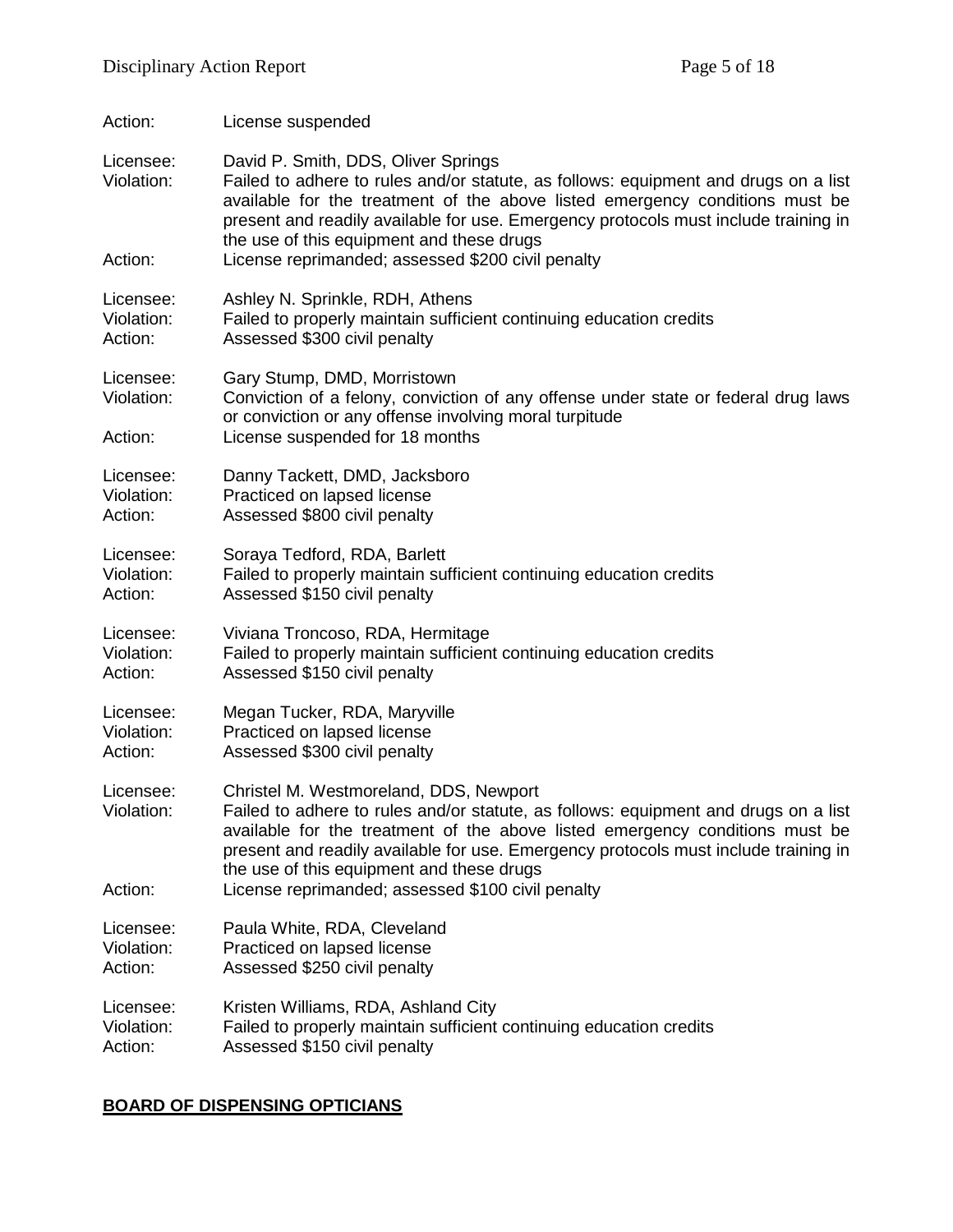Action: License suspended

Licensee: David P. Smith, DDS, Oliver Springs
Violation: Failed to adhere to rules and/or statute, as follows: equipment and drugs on a list available for the treatment of the above listed emergency conditions must be present and readily available for use. Emergency protocols must include training in the use of this equipment and these drugs
Action: License reprimanded; assessed $200 civil penalty

Licensee: Ashley N. Sprinkle, RDH, Athens
Violation: Failed to properly maintain sufficient continuing education credits
Action: Assessed $300 civil penalty

Licensee: Gary Stump, DMD, Morristown
Violation: Conviction of a felony, conviction of any offense under state or federal drug laws or conviction or any offense involving moral turpitude
Action: License suspended for 18 months

Licensee: Danny Tackett, DMD, Jacksboro
Violation: Practiced on lapsed license
Action: Assessed $800 civil penalty

Licensee: Soraya Tedford, RDA, Barlett
Violation: Failed to properly maintain sufficient continuing education credits
Action: Assessed $150 civil penalty

Licensee: Viviana Troncoso, RDA, Hermitage
Violation: Failed to properly maintain sufficient continuing education credits
Action: Assessed $150 civil penalty

Licensee: Megan Tucker, RDA, Maryville
Violation: Practiced on lapsed license
Action: Assessed $300 civil penalty

Licensee: Christel M. Westmoreland, DDS, Newport
Violation: Failed to adhere to rules and/or statute, as follows: equipment and drugs on a list available for the treatment of the above listed emergency conditions must be present and readily available for use. Emergency protocols must include training in the use of this equipment and these drugs
Action: License reprimanded; assessed $100 civil penalty

Licensee: Paula White, RDA, Cleveland
Violation: Practiced on lapsed license
Action: Assessed $250 civil penalty

Licensee: Kristen Williams, RDA, Ashland City
Violation: Failed to properly maintain sufficient continuing education credits
Action: Assessed $150 civil penalty

## **BOARD OF DISPENSING OPTICIANS**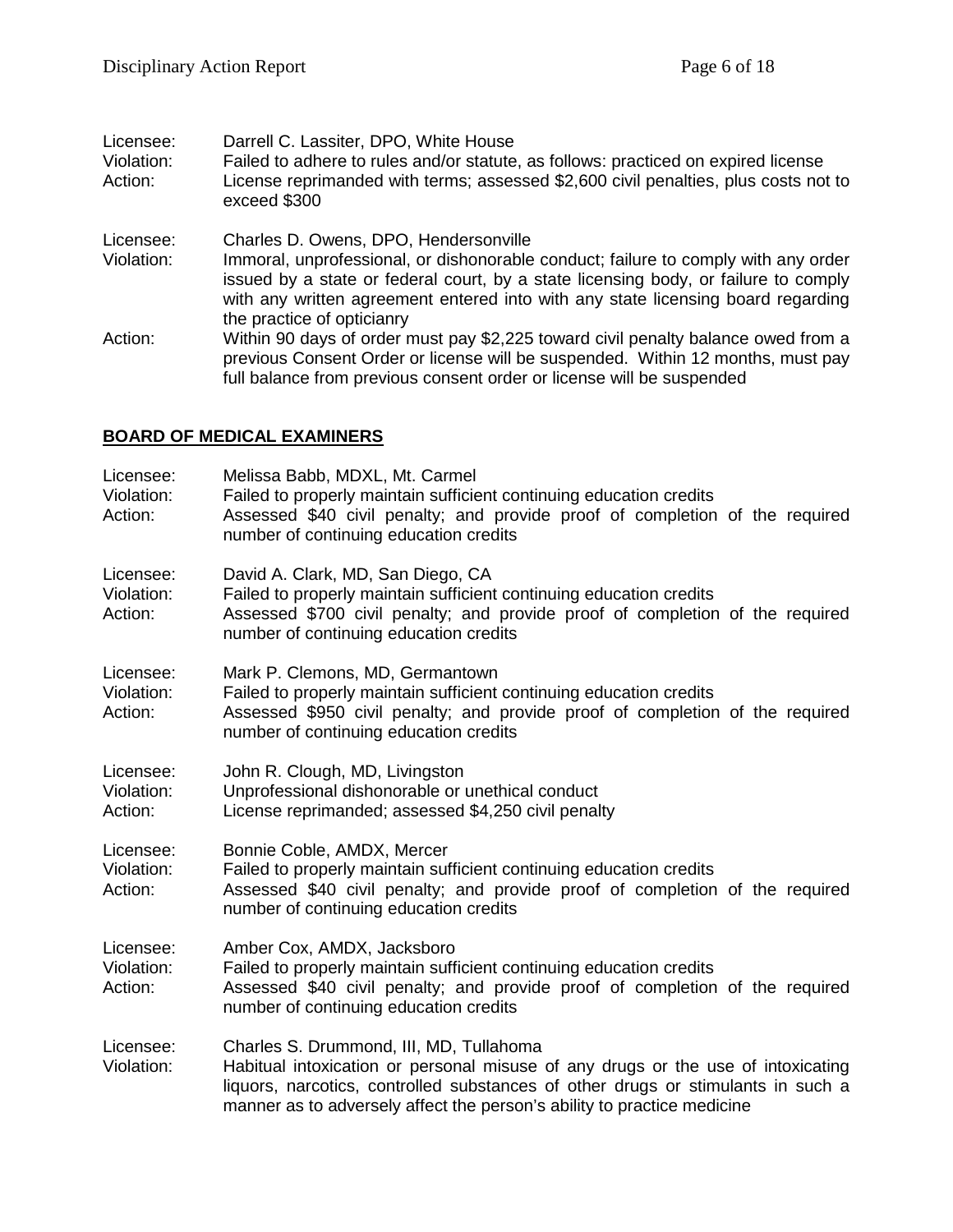Licensee: Darrell C. Lassiter, DPO, White House
Violation: Failed to adhere to rules and/or statute, as follows: practiced on expired license
Action: License reprimanded with terms; assessed $2,600 civil penalties, plus costs not to exceed $300

Licensee: Charles D. Owens, DPO, Hendersonville
Violation: Immoral, unprofessional, or dishonorable conduct; failure to comply with any order issued by a state or federal court, by a state licensing body, or failure to comply with any written agreement entered into with any state licensing board regarding the practice of opticianry
Action: Within 90 days of order must pay $2,225 toward civil penalty balance owed from a previous Consent Order or license will be suspended. Within 12 months, must pay full balance from previous consent order or license will be suspended

## BOARD OF MEDICAL EXAMINERS

Licensee: Melissa Babb, MDXL, Mt. Carmel
Violation: Failed to properly maintain sufficient continuing education credits
Action: Assessed $40 civil penalty; and provide proof of completion of the required number of continuing education credits

Licensee: David A. Clark, MD, San Diego, CA
Violation: Failed to properly maintain sufficient continuing education credits
Action: Assessed $700 civil penalty; and provide proof of completion of the required number of continuing education credits

Licensee: Mark P. Clemons, MD, Germantown
Violation: Failed to properly maintain sufficient continuing education credits
Action: Assessed $950 civil penalty; and provide proof of completion of the required number of continuing education credits

Licensee: John R. Clough, MD, Livingston
Violation: Unprofessional dishonorable or unethical conduct
Action: License reprimanded; assessed $4,250 civil penalty

Licensee: Bonnie Coble, AMDX, Mercer
Violation: Failed to properly maintain sufficient continuing education credits
Action: Assessed $40 civil penalty; and provide proof of completion of the required number of continuing education credits

Licensee: Amber Cox, AMDX, Jacksboro
Violation: Failed to properly maintain sufficient continuing education credits
Action: Assessed $40 civil penalty; and provide proof of completion of the required number of continuing education credits

Licensee: Charles S. Drummond, III, MD, Tullahoma
Violation: Habitual intoxication or personal misuse of any drugs or the use of intoxicating liquors, narcotics, controlled substances of other drugs or stimulants in such a manner as to adversely affect the person's ability to practice medicine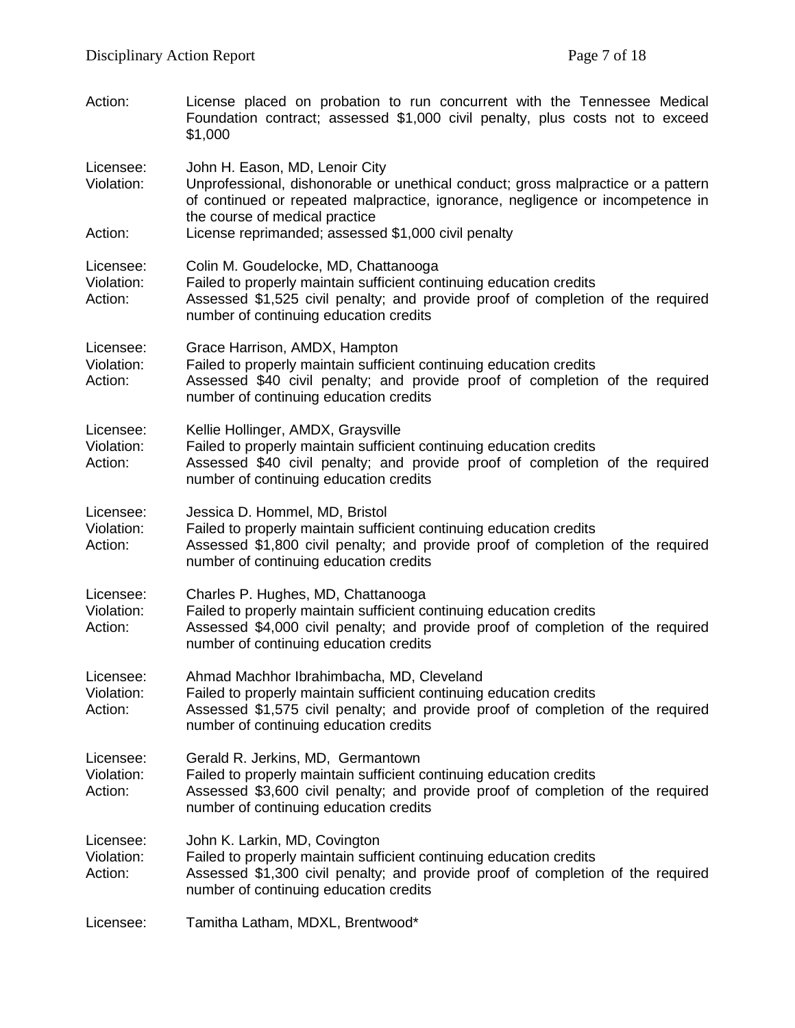Action: License placed on probation to run concurrent with the Tennessee Medical Foundation contract; assessed $1,000 civil penalty, plus costs not to exceed $1,000

Licensee: John H. Eason, MD, Lenoir City
Violation: Unprofessional, dishonorable or unethical conduct; gross malpractice or a pattern of continued or repeated malpractice, ignorance, negligence or incompetence in the course of medical practice
Action: License reprimanded; assessed $1,000 civil penalty

Licensee: Colin M. Goudelocke, MD, Chattanooga
Violation: Failed to properly maintain sufficient continuing education credits
Action: Assessed $1,525 civil penalty; and provide proof of completion of the required number of continuing education credits

Licensee: Grace Harrison, AMDX, Hampton
Violation: Failed to properly maintain sufficient continuing education credits
Action: Assessed $40 civil penalty; and provide proof of completion of the required number of continuing education credits

Licensee: Kellie Hollinger, AMDX, Graysville
Violation: Failed to properly maintain sufficient continuing education credits
Action: Assessed $40 civil penalty; and provide proof of completion of the required number of continuing education credits

Licensee: Jessica D. Hommel, MD, Bristol
Violation: Failed to properly maintain sufficient continuing education credits
Action: Assessed $1,800 civil penalty; and provide proof of completion of the required number of continuing education credits

Licensee: Charles P. Hughes, MD, Chattanooga
Violation: Failed to properly maintain sufficient continuing education credits
Action: Assessed $4,000 civil penalty; and provide proof of completion of the required number of continuing education credits

Licensee: Ahmad Machhor Ibrahimbacha, MD, Cleveland
Violation: Failed to properly maintain sufficient continuing education credits
Action: Assessed $1,575 civil penalty; and provide proof of completion of the required number of continuing education credits

Licensee: Gerald R. Jerkins, MD, Germantown
Violation: Failed to properly maintain sufficient continuing education credits
Action: Assessed $3,600 civil penalty; and provide proof of completion of the required number of continuing education credits

Licensee: John K. Larkin, MD, Covington
Violation: Failed to properly maintain sufficient continuing education credits
Action: Assessed $1,300 civil penalty; and provide proof of completion of the required number of continuing education credits

Licensee: Tamitha Latham, MDXL, Brentwood*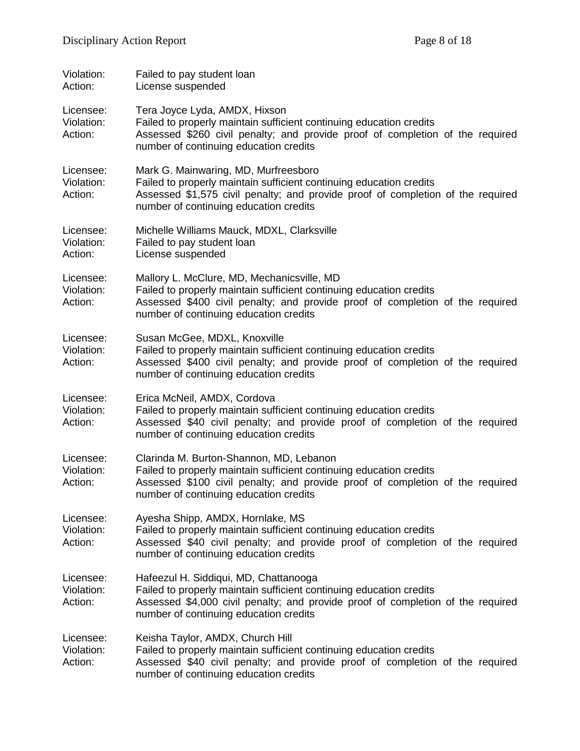Violation: Failed to pay student loan
Action: License suspended

Licensee: Tera Joyce Lyda, AMDX, Hixson
Violation: Failed to properly maintain sufficient continuing education credits
Action: Assessed $260 civil penalty; and provide proof of completion of the required number of continuing education credits

Licensee: Mark G. Mainwaring, MD, Murfreesboro
Violation: Failed to properly maintain sufficient continuing education credits
Action: Assessed $1,575 civil penalty; and provide proof of completion of the required number of continuing education credits

Licensee: Michelle Williams Mauck, MDXL, Clarksville
Violation: Failed to pay student loan
Action: License suspended

Licensee: Mallory L. McClure, MD, Mechanicsville, MD
Violation: Failed to properly maintain sufficient continuing education credits
Action: Assessed $400 civil penalty; and provide proof of completion of the required number of continuing education credits

Licensee: Susan McGee, MDXL, Knoxville
Violation: Failed to properly maintain sufficient continuing education credits
Action: Assessed $400 civil penalty; and provide proof of completion of the required number of continuing education credits

Licensee: Erica McNeil, AMDX, Cordova
Violation: Failed to properly maintain sufficient continuing education credits
Action: Assessed $40 civil penalty; and provide proof of completion of the required number of continuing education credits

Licensee: Clarinda M. Burton-Shannon, MD, Lebanon
Violation: Failed to properly maintain sufficient continuing education credits
Action: Assessed $100 civil penalty; and provide proof of completion of the required number of continuing education credits

Licensee: Ayesha Shipp, AMDX, Hornlake, MS
Violation: Failed to properly maintain sufficient continuing education credits
Action: Assessed $40 civil penalty; and provide proof of completion of the required number of continuing education credits

Licensee: Hafeezul H. Siddiqui, MD, Chattanooga
Violation: Failed to properly maintain sufficient continuing education credits
Action: Assessed $4,000 civil penalty; and provide proof of completion of the required number of continuing education credits

Licensee: Keisha Taylor, AMDX, Church Hill
Violation: Failed to properly maintain sufficient continuing education credits
Action: Assessed $40 civil penalty; and provide proof of completion of the required number of continuing education credits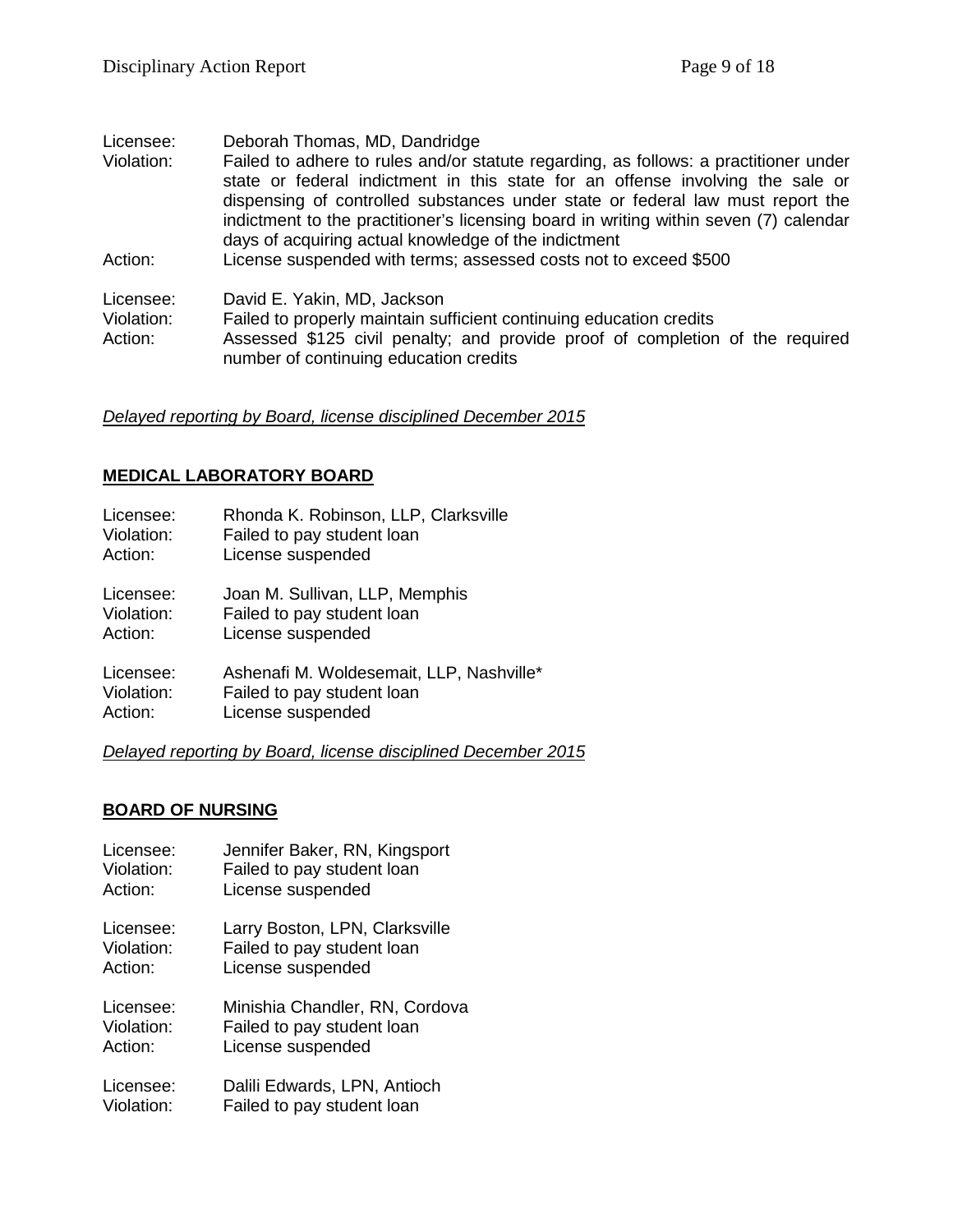Licensee: Deborah Thomas, MD, Dandridge
Violation: Failed to adhere to rules and/or statute regarding, as follows: a practitioner under state or federal indictment in this state for an offense involving the sale or dispensing of controlled substances under state or federal law must report the indictment to the practitioner's licensing board in writing within seven (7) calendar days of acquiring actual knowledge of the indictment
Action: License suspended with terms; assessed costs not to exceed $500

Licensee: David E. Yakin, MD, Jackson
Violation: Failed to properly maintain sufficient continuing education credits
Action: Assessed $125 civil penalty; and provide proof of completion of the required number of continuing education credits

*Delayed reporting by Board, license disciplined December 2015*

## MEDICAL LABORATORY BOARD

Licensee: Rhonda K. Robinson, LLP, Clarksville
Violation: Failed to pay student loan
Action: License suspended

Licensee: Joan M. Sullivan, LLP, Memphis
Violation: Failed to pay student loan
Action: License suspended

Licensee: Ashenafi M. Woldesemait, LLP, Nashville*
Violation: Failed to pay student loan
Action: License suspended

*Delayed reporting by Board, license disciplined December 2015*

## BOARD OF NURSING

Licensee: Jennifer Baker, RN, Kingsport
Violation: Failed to pay student loan
Action: License suspended

Licensee: Larry Boston, LPN, Clarksville
Violation: Failed to pay student loan
Action: License suspended

Licensee: Minishia Chandler, RN, Cordova
Violation: Failed to pay student loan
Action: License suspended

Licensee: Dalili Edwards, LPN, Antioch
Violation: Failed to pay student loan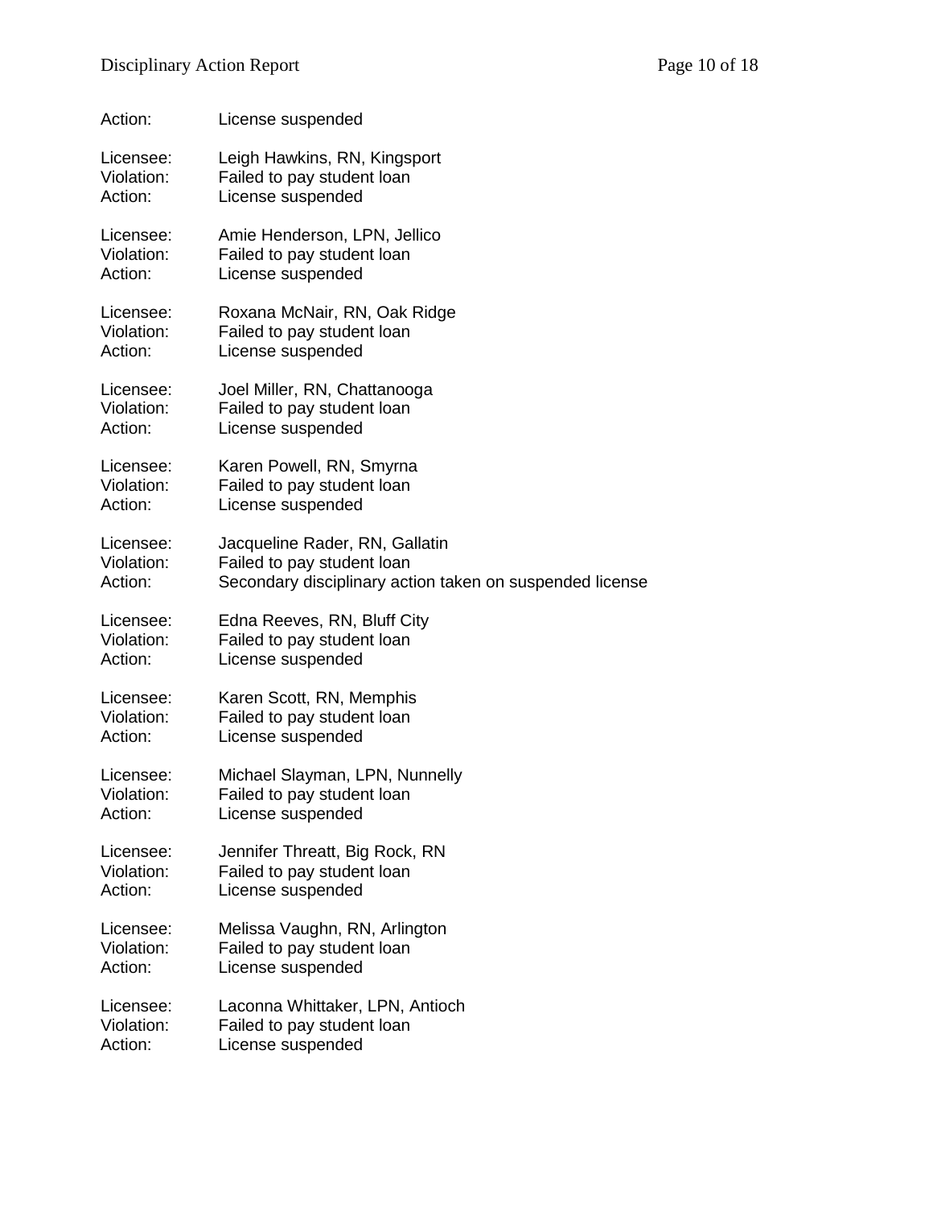Action: License suspended

Licensee: Leigh Hawkins, RN, Kingsport
Violation: Failed to pay student loan
Action: License suspended

Licensee: Amie Henderson, LPN, Jellico
Violation: Failed to pay student loan
Action: License suspended

Licensee: Roxana McNair, RN, Oak Ridge
Violation: Failed to pay student loan
Action: License suspended

Licensee: Joel Miller, RN, Chattanooga
Violation: Failed to pay student loan
Action: License suspended

Licensee: Karen Powell, RN, Smyrna
Violation: Failed to pay student loan
Action: License suspended

Licensee: Jacqueline Rader, RN, Gallatin
Violation: Failed to pay student loan
Action: Secondary disciplinary action taken on suspended license

Licensee: Edna Reeves, RN, Bluff City
Violation: Failed to pay student loan
Action: License suspended

Licensee: Karen Scott, RN, Memphis
Violation: Failed to pay student loan
Action: License suspended

Licensee: Michael Slayman, LPN, Nunnelly
Violation: Failed to pay student loan
Action: License suspended

Licensee: Jennifer Threatt, Big Rock, RN
Violation: Failed to pay student loan
Action: License suspended

Licensee: Melissa Vaughn, RN, Arlington
Violation: Failed to pay student loan
Action: License suspended

Licensee: Laconna Whittaker, LPN, Antioch
Violation: Failed to pay student loan
Action: License suspended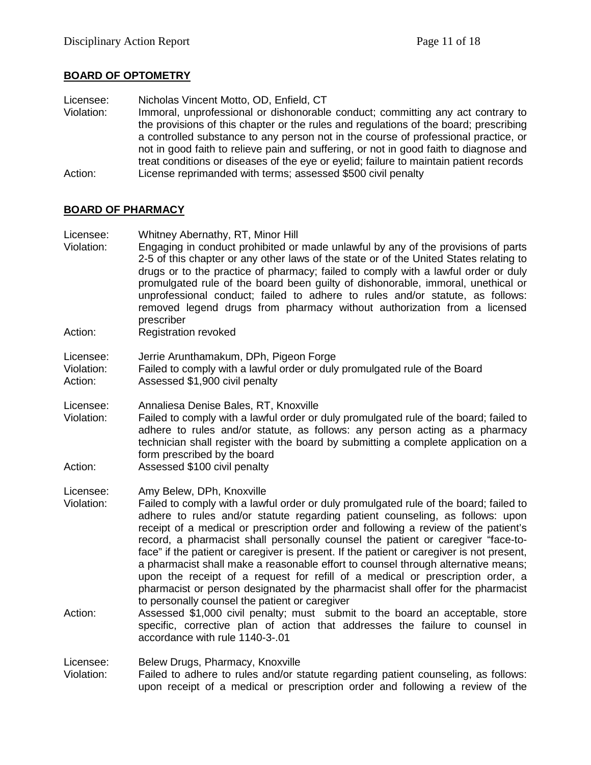## BOARD OF OPTOMETRY

Licensee: Nicholas Vincent Motto, OD, Enfield, CT
Violation: Immoral, unprofessional or dishonorable conduct; committing any act contrary to the provisions of this chapter or the rules and regulations of the board; prescribing a controlled substance to any person not in the course of professional practice, or not in good faith to relieve pain and suffering, or not in good faith to diagnose and treat conditions or diseases of the eye or eyelid; failure to maintain patient records
Action: License reprimanded with terms; assessed $500 civil penalty

## BOARD OF PHARMACY

Licensee: Whitney Abernathy, RT, Minor Hill
Violation: Engaging in conduct prohibited or made unlawful by any of the provisions of parts 2-5 of this chapter or any other laws of the state or of the United States relating to drugs or to the practice of pharmacy; failed to comply with a lawful order or duly promulgated rule of the board been guilty of dishonorable, immoral, unethical or unprofessional conduct; failed to adhere to rules and/or statute, as follows: removed legend drugs from pharmacy without authorization from a licensed prescriber
Action: Registration revoked

Licensee: Jerrie Arunthamakum, DPh, Pigeon Forge
Violation: Failed to comply with a lawful order or duly promulgated rule of the Board
Action: Assessed $1,900 civil penalty

Licensee: Annaliesa Denise Bales, RT, Knoxville
Violation: Failed to comply with a lawful order or duly promulgated rule of the board; failed to adhere to rules and/or statute, as follows: any person acting as a pharmacy technician shall register with the board by submitting a complete application on a form prescribed by the board
Action: Assessed $100 civil penalty

Licensee: Amy Belew, DPh, Knoxville
Violation: Failed to comply with a lawful order or duly promulgated rule of the board; failed to adhere to rules and/or statute regarding patient counseling, as follows: upon receipt of a medical or prescription order and following a review of the patient's record, a pharmacist shall personally counsel the patient or caregiver "face-to-face" if the patient or caregiver is present. If the patient or caregiver is not present, a pharmacist shall make a reasonable effort to counsel through alternative means; upon the receipt of a request for refill of a medical or prescription order, a pharmacist or person designated by the pharmacist shall offer for the pharmacist to personally counsel the patient or caregiver
Action: Assessed $1,000 civil penalty; must submit to the board an acceptable, store specific, corrective plan of action that addresses the failure to counsel in accordance with rule 1140-3-.01

Licensee: Belew Drugs, Pharmacy, Knoxville
Violation: Failed to adhere to rules and/or statute regarding patient counseling, as follows: upon receipt of a medical or prescription order and following a review of the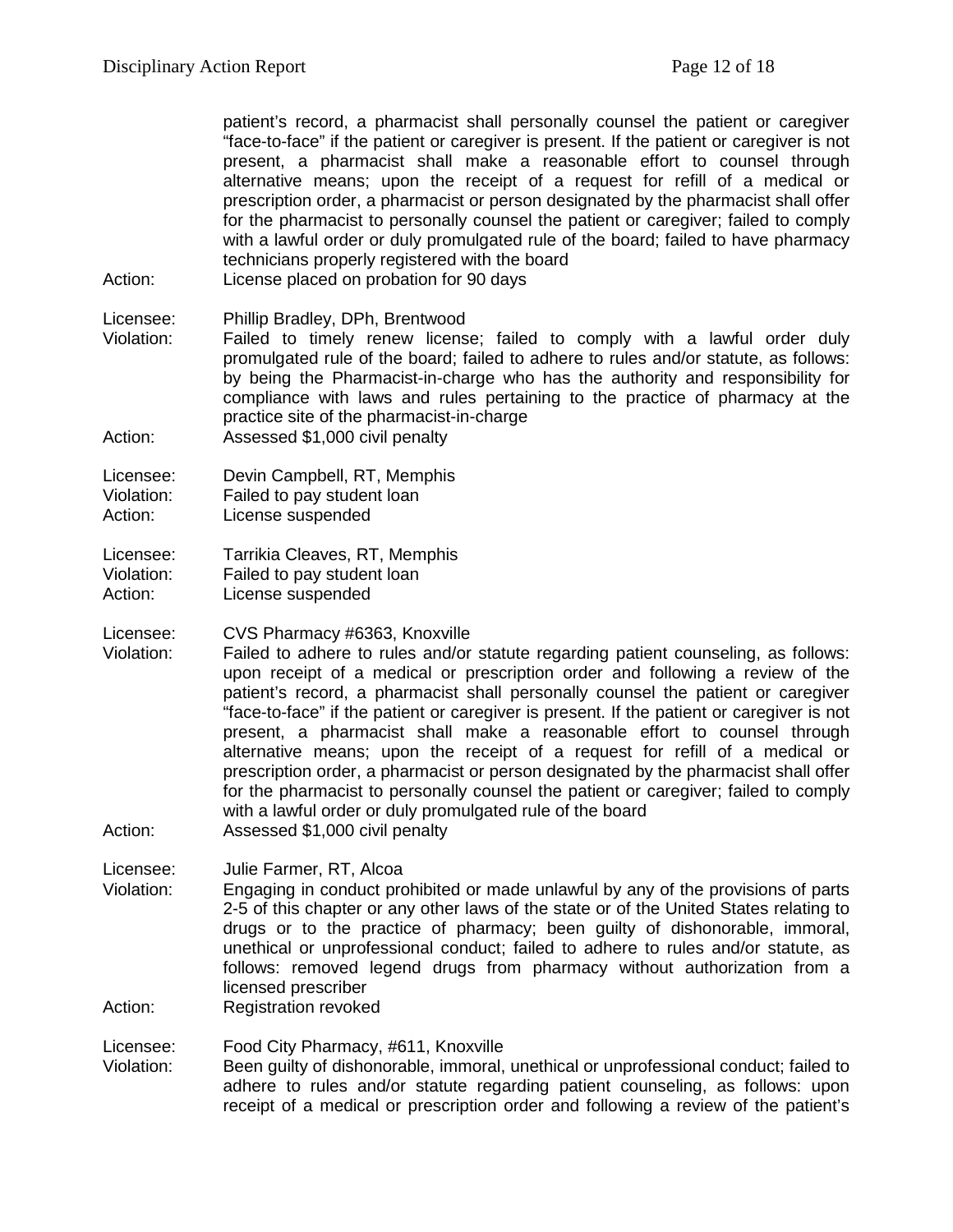patient's record, a pharmacist shall personally counsel the patient or caregiver "face-to-face" if the patient or caregiver is present. If the patient or caregiver is not present, a pharmacist shall make a reasonable effort to counsel through alternative means; upon the receipt of a request for refill of a medical or prescription order, a pharmacist or person designated by the pharmacist shall offer for the pharmacist to personally counsel the patient or caregiver; failed to comply with a lawful order or duly promulgated rule of the board; failed to have pharmacy technicians properly registered with the board

Action: License placed on probation for 90 days

Licensee: Phillip Bradley, DPh, Brentwood
Violation: Failed to timely renew license; failed to comply with a lawful order duly promulgated rule of the board; failed to adhere to rules and/or statute, as follows: by being the Pharmacist-in-charge who has the authority and responsibility for compliance with laws and rules pertaining to the practice of pharmacy at the practice site of the pharmacist-in-charge
Action: Assessed $1,000 civil penalty

Licensee: Devin Campbell, RT, Memphis
Violation: Failed to pay student loan
Action: License suspended

Licensee: Tarrikia Cleaves, RT, Memphis
Violation: Failed to pay student loan
Action: License suspended

Licensee: CVS Pharmacy #6363, Knoxville
Violation: Failed to adhere to rules and/or statute regarding patient counseling, as follows: upon receipt of a medical or prescription order and following a review of the patient's record, a pharmacist shall personally counsel the patient or caregiver "face-to-face" if the patient or caregiver is present. If the patient or caregiver is not present, a pharmacist shall make a reasonable effort to counsel through alternative means; upon the receipt of a request for refill of a medical or prescription order, a pharmacist or person designated by the pharmacist shall offer for the pharmacist to personally counsel the patient or caregiver; failed to comply with a lawful order or duly promulgated rule of the board
Action: Assessed $1,000 civil penalty

Licensee: Julie Farmer, RT, Alcoa
Violation: Engaging in conduct prohibited or made unlawful by any of the provisions of parts 2-5 of this chapter or any other laws of the state or of the United States relating to drugs or to the practice of pharmacy; been guilty of dishonorable, immoral, unethical or unprofessional conduct; failed to adhere to rules and/or statute, as follows: removed legend drugs from pharmacy without authorization from a licensed prescriber
Action: Registration revoked

Licensee: Food City Pharmacy, #611, Knoxville
Violation: Been guilty of dishonorable, immoral, unethical or unprofessional conduct; failed to adhere to rules and/or statute regarding patient counseling, as follows: upon receipt of a medical or prescription order and following a review of the patient's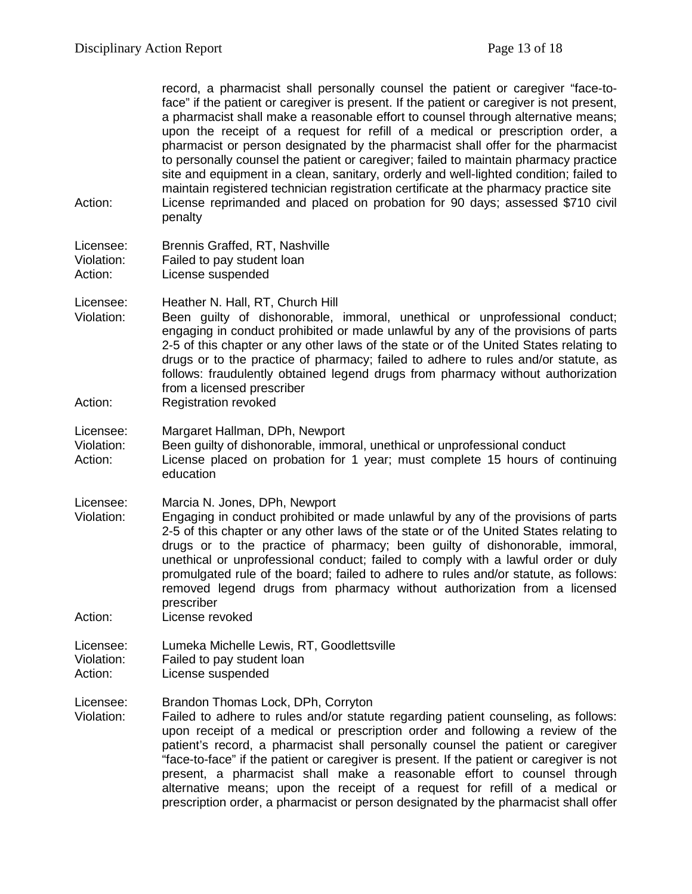record, a pharmacist shall personally counsel the patient or caregiver "face-to-face" if the patient or caregiver is present. If the patient or caregiver is not present, a pharmacist shall make a reasonable effort to counsel through alternative means; upon the receipt of a request for refill of a medical or prescription order, a pharmacist or person designated by the pharmacist shall offer for the pharmacist to personally counsel the patient or caregiver; failed to maintain pharmacy practice site and equipment in a clean, sanitary, orderly and well-lighted condition; failed to maintain registered technician registration certificate at the pharmacy practice site

Action: License reprimanded and placed on probation for 90 days; assessed $710 civil penalty

Licensee: Brennis Graffed, RT, Nashville
Violation: Failed to pay student loan
Action: License suspended

Licensee: Heather N. Hall, RT, Church Hill
Violation: Been guilty of dishonorable, immoral, unethical or unprofessional conduct; engaging in conduct prohibited or made unlawful by any of the provisions of parts 2-5 of this chapter or any other laws of the state or of the United States relating to drugs or to the practice of pharmacy; failed to adhere to rules and/or statute, as follows: fraudulently obtained legend drugs from pharmacy without authorization from a licensed prescriber
Action: Registration revoked

Licensee: Margaret Hallman, DPh, Newport
Violation: Been guilty of dishonorable, immoral, unethical or unprofessional conduct
Action: License placed on probation for 1 year; must complete 15 hours of continuing education

Licensee: Marcia N. Jones, DPh, Newport
Violation: Engaging in conduct prohibited or made unlawful by any of the provisions of parts 2-5 of this chapter or any other laws of the state or of the United States relating to drugs or to the practice of pharmacy; been guilty of dishonorable, immoral, unethical or unprofessional conduct; failed to comply with a lawful order or duly promulgated rule of the board; failed to adhere to rules and/or statute, as follows: removed legend drugs from pharmacy without authorization from a licensed prescriber
Action: License revoked

Licensee: Lumeka Michelle Lewis, RT, Goodlettsville
Violation: Failed to pay student loan
Action: License suspended

Licensee: Brandon Thomas Lock, DPh, Corryton
Violation: Failed to adhere to rules and/or statute regarding patient counseling, as follows: upon receipt of a medical or prescription order and following a review of the patient's record, a pharmacist shall personally counsel the patient or caregiver "face-to-face" if the patient or caregiver is present. If the patient or caregiver is not present, a pharmacist shall make a reasonable effort to counsel through alternative means; upon the receipt of a request for refill of a medical or prescription order, a pharmacist or person designated by the pharmacist shall offer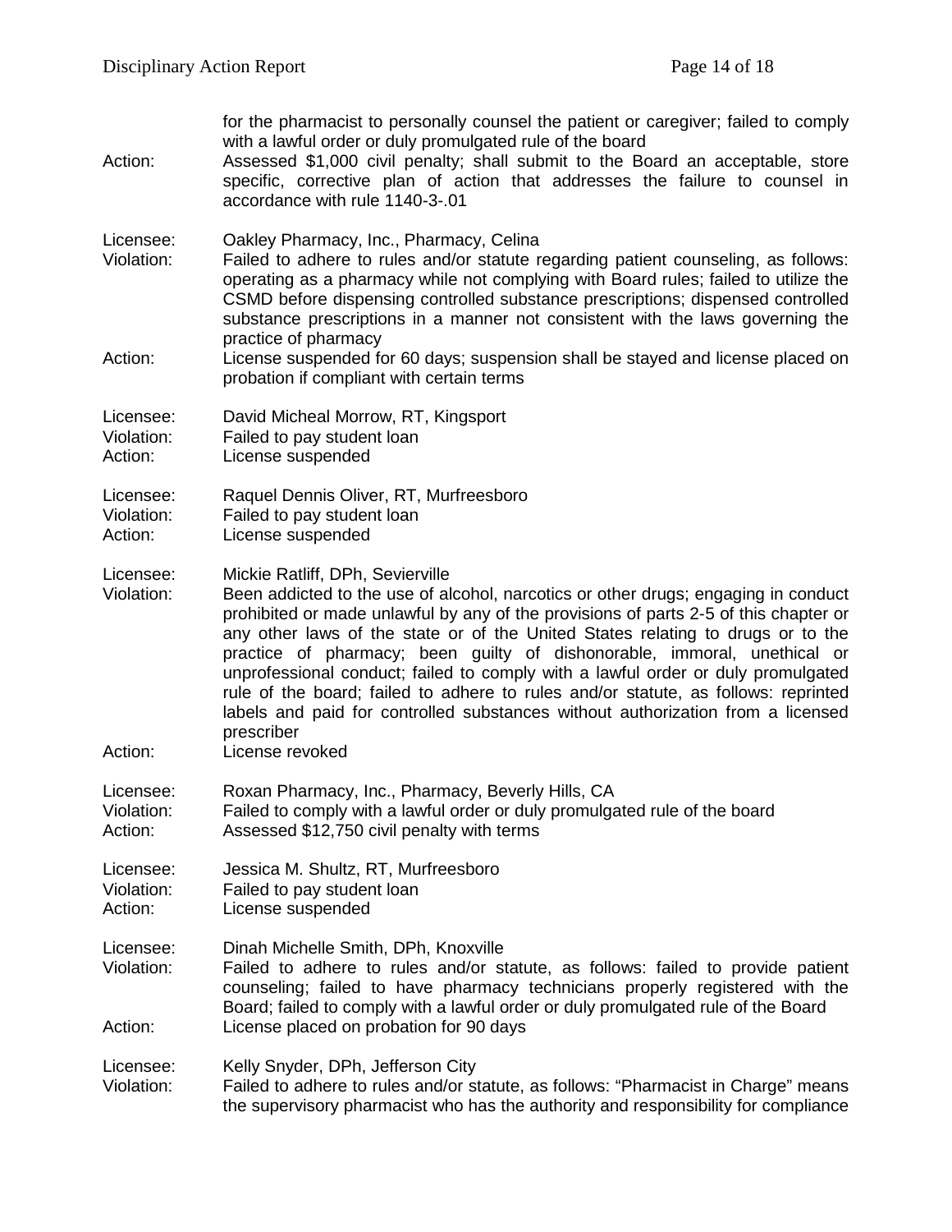for the pharmacist to personally counsel the patient or caregiver; failed to comply with a lawful order or duly promulgated rule of the board

Action: Assessed $1,000 civil penalty; shall submit to the Board an acceptable, store specific, corrective plan of action that addresses the failure to counsel in accordance with rule 1140-3-.01

Licensee: Oakley Pharmacy, Inc., Pharmacy, Celina
Violation: Failed to adhere to rules and/or statute regarding patient counseling, as follows: operating as a pharmacy while not complying with Board rules; failed to utilize the CSMD before dispensing controlled substance prescriptions; dispensed controlled substance prescriptions in a manner not consistent with the laws governing the practice of pharmacy
Action: License suspended for 60 days; suspension shall be stayed and license placed on probation if compliant with certain terms

Licensee: David Micheal Morrow, RT, Kingsport
Violation: Failed to pay student loan
Action: License suspended

Licensee: Raquel Dennis Oliver, RT, Murfreesboro
Violation: Failed to pay student loan
Action: License suspended

Licensee: Mickie Ratliff, DPh, Sevierville
Violation: Been addicted to the use of alcohol, narcotics or other drugs; engaging in conduct prohibited or made unlawful by any of the provisions of parts 2-5 of this chapter or any other laws of the state or of the United States relating to drugs or to the practice of pharmacy; been guilty of dishonorable, immoral, unethical or unprofessional conduct; failed to comply with a lawful order or duly promulgated rule of the board; failed to adhere to rules and/or statute, as follows: reprinted labels and paid for controlled substances without authorization from a licensed prescriber
Action: License revoked

Licensee: Roxan Pharmacy, Inc., Pharmacy, Beverly Hills, CA
Violation: Failed to comply with a lawful order or duly promulgated rule of the board
Action: Assessed $12,750 civil penalty with terms

Licensee: Jessica M. Shultz, RT, Murfreesboro
Violation: Failed to pay student loan
Action: License suspended

Licensee: Dinah Michelle Smith, DPh, Knoxville
Violation: Failed to adhere to rules and/or statute, as follows: failed to provide patient counseling; failed to have pharmacy technicians properly registered with the Board; failed to comply with a lawful order or duly promulgated rule of the Board
Action: License placed on probation for 90 days

Licensee: Kelly Snyder, DPh, Jefferson City
Violation: Failed to adhere to rules and/or statute, as follows: "Pharmacist in Charge" means the supervisory pharmacist who has the authority and responsibility for compliance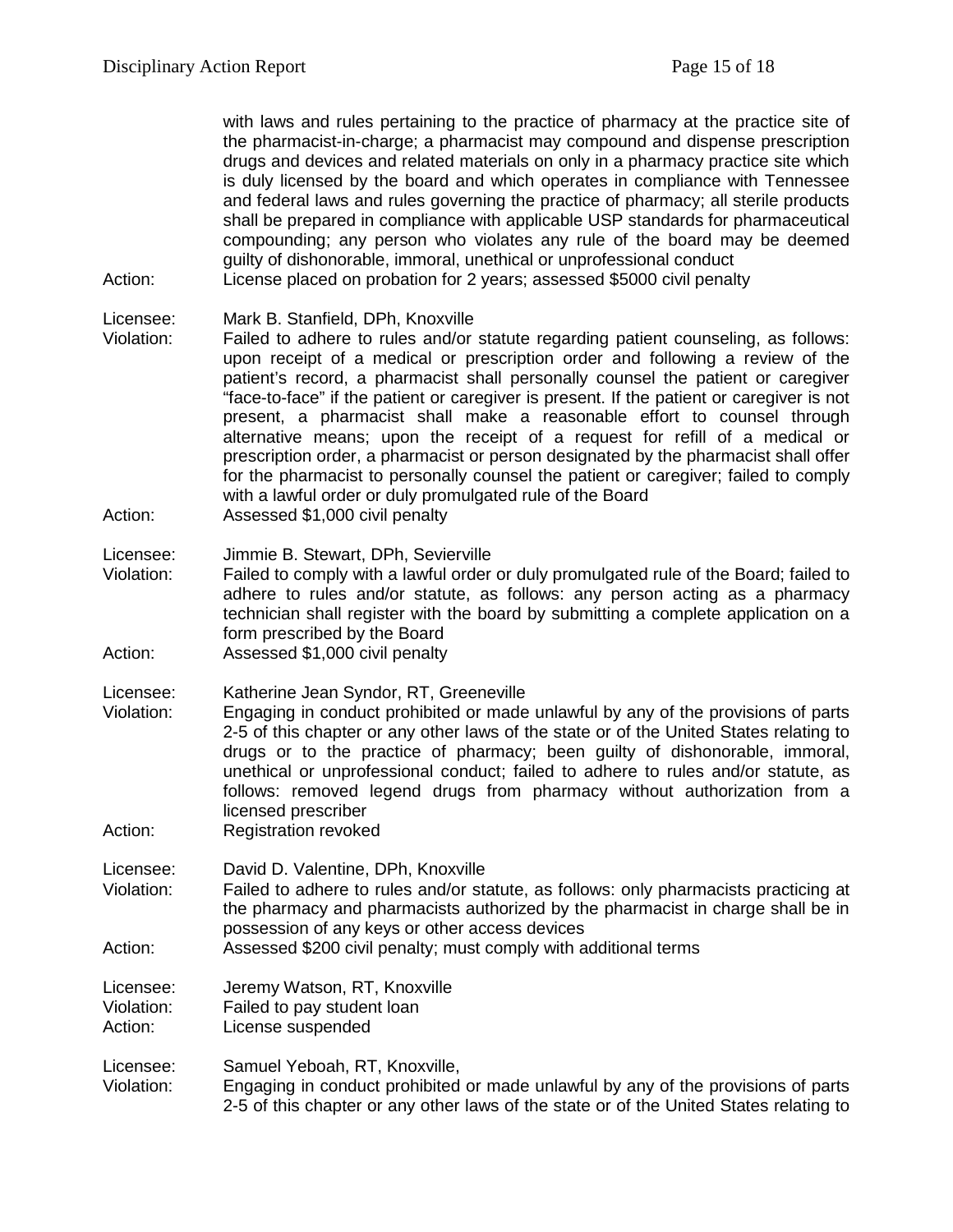with laws and rules pertaining to the practice of pharmacy at the practice site of the pharmacist-in-charge; a pharmacist may compound and dispense prescription drugs and devices and related materials on only in a pharmacy practice site which is duly licensed by the board and which operates in compliance with Tennessee and federal laws and rules governing the practice of pharmacy; all sterile products shall be prepared in compliance with applicable USP standards for pharmaceutical compounding; any person who violates any rule of the board may be deemed guilty of dishonorable, immoral, unethical or unprofessional conduct

Action: License placed on probation for 2 years; assessed $5000 civil penalty

Licensee: Mark B. Stanfield, DPh, Knoxville

Violation: Failed to adhere to rules and/or statute regarding patient counseling, as follows: upon receipt of a medical or prescription order and following a review of the patient's record, a pharmacist shall personally counsel the patient or caregiver "face-to-face" if the patient or caregiver is present. If the patient or caregiver is not present, a pharmacist shall make a reasonable effort to counsel through alternative means; upon the receipt of a request for refill of a medical or prescription order, a pharmacist or person designated by the pharmacist shall offer for the pharmacist to personally counsel the patient or caregiver; failed to comply with a lawful order or duly promulgated rule of the Board

Action: Assessed $1,000 civil penalty

Licensee: Jimmie B. Stewart, DPh, Sevierville

Violation: Failed to comply with a lawful order or duly promulgated rule of the Board; failed to adhere to rules and/or statute, as follows: any person acting as a pharmacy technician shall register with the board by submitting a complete application on a form prescribed by the Board

Action: Assessed $1,000 civil penalty

Licensee: Katherine Jean Syndor, RT, Greeneville

Violation: Engaging in conduct prohibited or made unlawful by any of the provisions of parts 2-5 of this chapter or any other laws of the state or of the United States relating to drugs or to the practice of pharmacy; been guilty of dishonorable, immoral, unethical or unprofessional conduct; failed to adhere to rules and/or statute, as follows: removed legend drugs from pharmacy without authorization from a licensed prescriber

Action: Registration revoked

Licensee: David D. Valentine, DPh, Knoxville

Violation: Failed to adhere to rules and/or statute, as follows: only pharmacists practicing at the pharmacy and pharmacists authorized by the pharmacist in charge shall be in possession of any keys or other access devices

Action: Assessed $200 civil penalty; must comply with additional terms

Licensee: Jeremy Watson, RT, Knoxville

Violation: Failed to pay student loan

Action: License suspended

Licensee: Samuel Yeboah, RT, Knoxville,

Violation: Engaging in conduct prohibited or made unlawful by any of the provisions of parts 2-5 of this chapter or any other laws of the state or of the United States relating to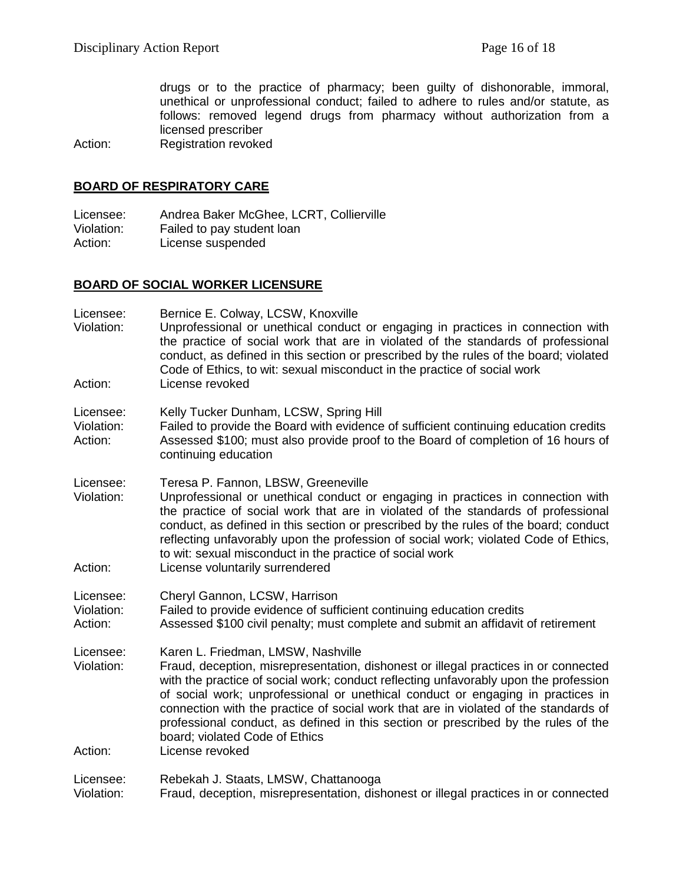drugs or to the practice of pharmacy; been guilty of dishonorable, immoral, unethical or unprofessional conduct; failed to adhere to rules and/or statute, as follows: removed legend drugs from pharmacy without authorization from a licensed prescriber

Action: Registration revoked

## BOARD OF RESPIRATORY CARE

Licensee: Andrea Baker McGhee, LCRT, Collierville
Violation: Failed to pay student loan
Action: License suspended

## BOARD OF SOCIAL WORKER LICENSURE

Licensee: Bernice E. Colway, LCSW, Knoxville
Violation: Unprofessional or unethical conduct or engaging in practices in connection with the practice of social work that are in violated of the standards of professional conduct, as defined in this section or prescribed by the rules of the board; violated Code of Ethics, to wit: sexual misconduct in the practice of social work
Action: License revoked

Licensee: Kelly Tucker Dunham, LCSW, Spring Hill
Violation: Failed to provide the Board with evidence of sufficient continuing education credits
Action: Assessed $100; must also provide proof to the Board of completion of 16 hours of continuing education

Licensee: Teresa P. Fannon, LBSW, Greeneville
Violation: Unprofessional or unethical conduct or engaging in practices in connection with the practice of social work that are in violated of the standards of professional conduct, as defined in this section or prescribed by the rules of the board; conduct reflecting unfavorably upon the profession of social work; violated Code of Ethics, to wit: sexual misconduct in the practice of social work
Action: License voluntarily surrendered

Licensee: Cheryl Gannon, LCSW, Harrison
Violation: Failed to provide evidence of sufficient continuing education credits
Action: Assessed $100 civil penalty; must complete and submit an affidavit of retirement

Licensee: Karen L. Friedman, LMSW, Nashville
Violation: Fraud, deception, misrepresentation, dishonest or illegal practices in or connected with the practice of social work; conduct reflecting unfavorably upon the profession of social work; unprofessional or unethical conduct or engaging in practices in connection with the practice of social work that are in violated of the standards of professional conduct, as defined in this section or prescribed by the rules of the board; violated Code of Ethics
Action: License revoked

Licensee: Rebekah J. Staats, LMSW, Chattanooga
Violation: Fraud, deception, misrepresentation, dishonest or illegal practices in or connected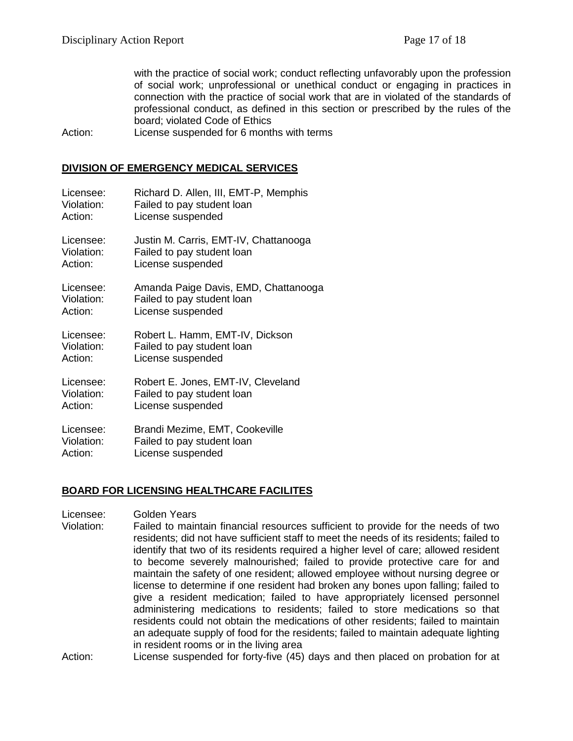with the practice of social work; conduct reflecting unfavorably upon the profession of social work; unprofessional or unethical conduct or engaging in practices in connection with the practice of social work that are in violated of the standards of professional conduct, as defined in this section or prescribed by the rules of the board; violated Code of Ethics

Action: License suspended for 6 months with terms

**DIVISION OF EMERGENCY MEDICAL SERVICES**

Licensee: Richard D. Allen, III, EMT-P, Memphis
Violation: Failed to pay student loan
Action: License suspended

Licensee: Justin M. Carris, EMT-IV, Chattanooga
Violation: Failed to pay student loan
Action: License suspended

Licensee: Amanda Paige Davis, EMD, Chattanooga
Violation: Failed to pay student loan
Action: License suspended

Licensee: Robert L. Hamm, EMT-IV, Dickson
Violation: Failed to pay student loan
Action: License suspended

Licensee: Robert E. Jones, EMT-IV, Cleveland
Violation: Failed to pay student loan
Action: License suspended

Licensee: Brandi Mezime, EMT, Cookeville
Violation: Failed to pay student loan
Action: License suspended

**BOARD FOR LICENSING HEALTHCARE FACILITES**

Licensee: Golden Years
Violation: Failed to maintain financial resources sufficient to provide for the needs of two residents; did not have sufficient staff to meet the needs of its residents; failed to identify that two of its residents required a higher level of care; allowed resident to become severely malnourished; failed to provide protective care for and maintain the safety of one resident; allowed employee without nursing degree or license to determine if one resident had broken any bones upon falling; failed to give a resident medication; failed to have appropriately licensed personnel administering medications to residents; failed to store medications so that residents could not obtain the medications of other residents; failed to maintain an adequate supply of food for the residents; failed to maintain adequate lighting in resident rooms or in the living area
Action: License suspended for forty-five (45) days and then placed on probation for at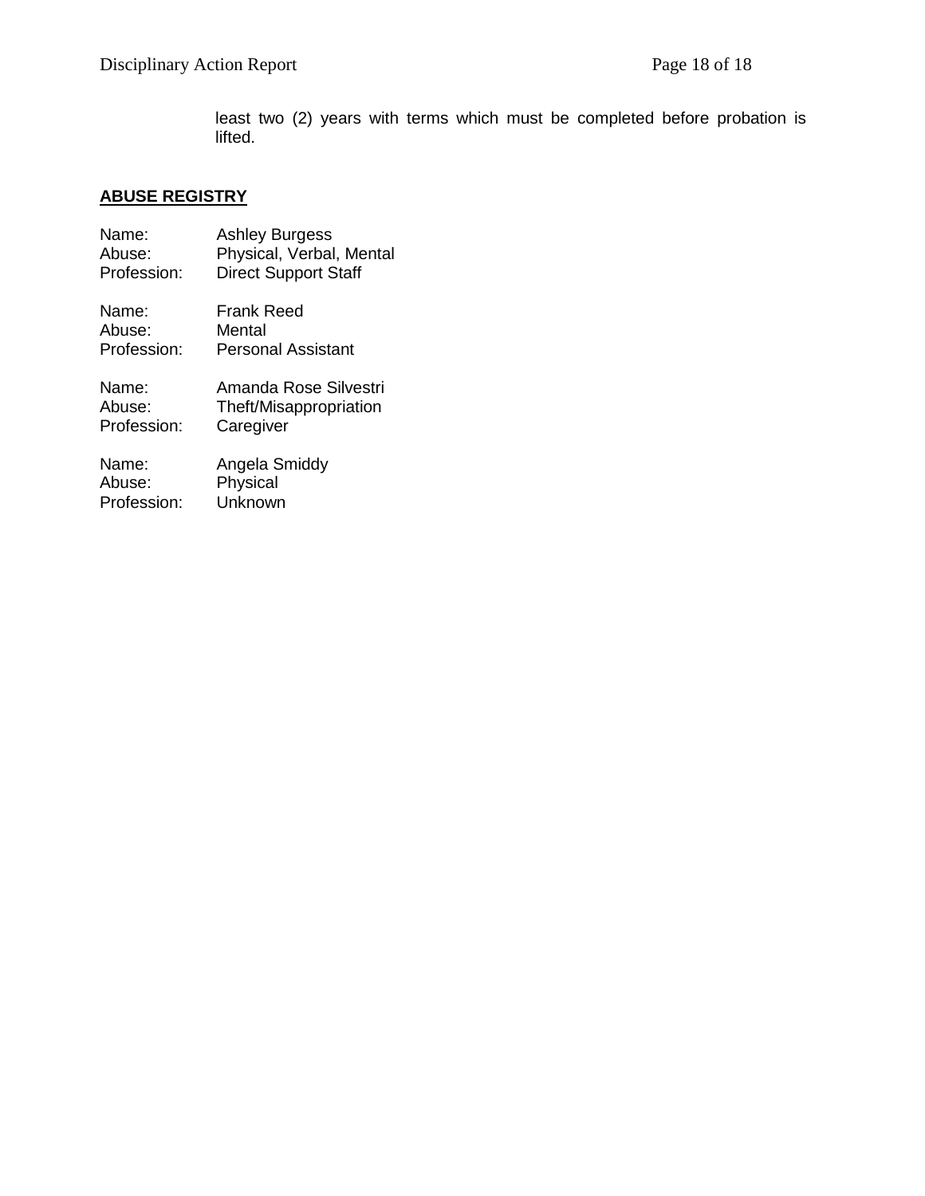least two (2) years with terms which must be completed before probation is lifted.

## ABUSE REGISTRY

Name: Ashley Burgess
Abuse: Physical, Verbal, Mental
Profession: Direct Support Staff

Name: Frank Reed
Abuse: Mental
Profession: Personal Assistant

Name: Amanda Rose Silvestri
Abuse: Theft/Misappropriation
Profession: Caregiver

Name: Angela Smiddy
Abuse: Physical
Profession: Unknown